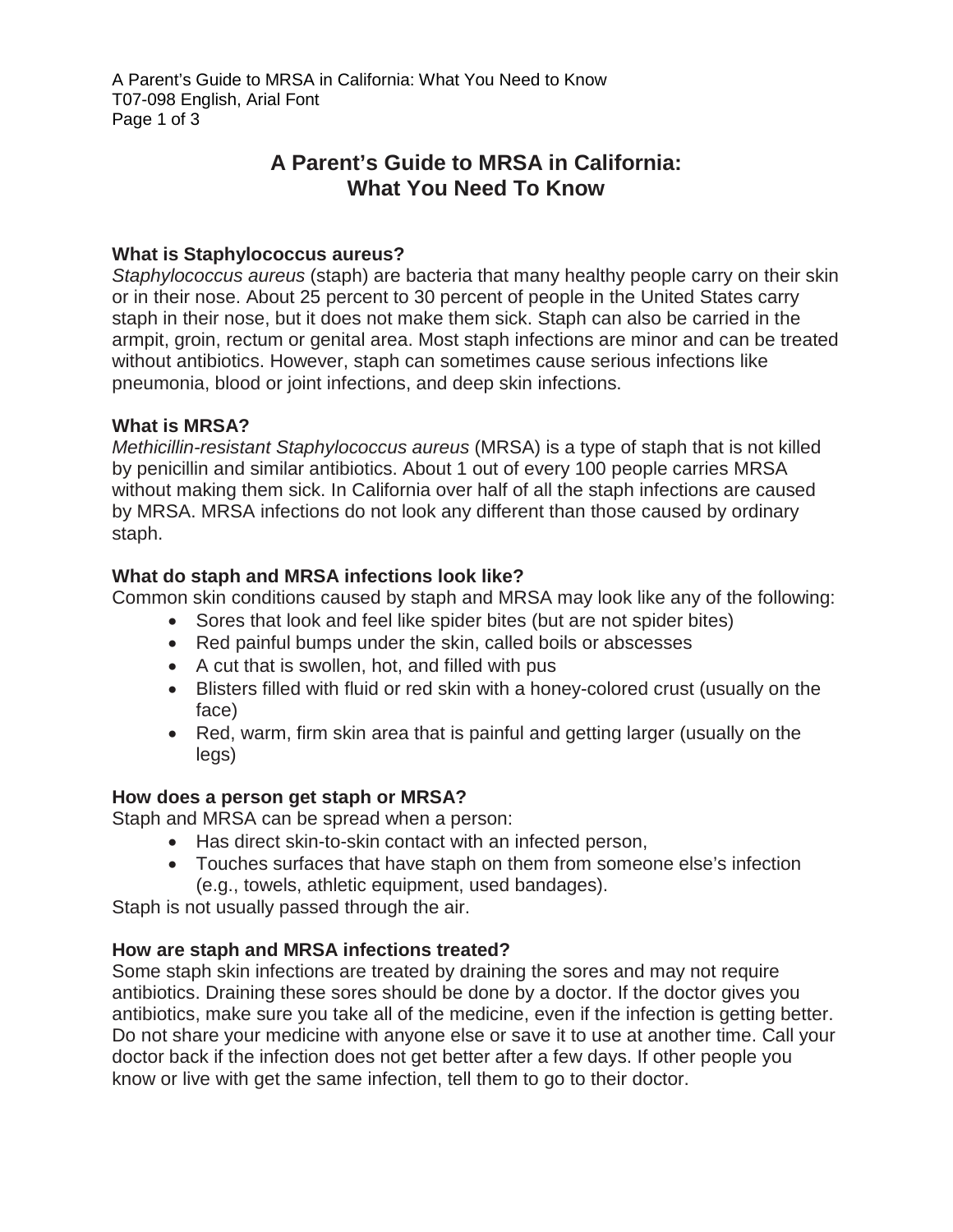# A Parent's Guide to MRSA in California: What You Need To Know

### What is Staphylococcus aureus?

*Staphylococcus aureus* (staph) are bacteria that many healthy people carry on their skin or in their nose. About 25 percent to 30 percent of people in the United States carry staph in their nose, but it does not make them sick. Staph can also be carried in the armpit, groin, rectum or genital area. Most staph infections are minor and can be treated without antibiotics. However, staph can sometimes cause serious infections like pneumonia, blood or joint infections, and deep skin infections.

### What is MRSA?

*Methicillin-resistant Staphylococcus aureus* (MRSA) is a type of staph that is not killed by penicillin and similar antibiotics. About 1 out of every 100 people carries MRSA without making them sick. In California over half of all the staph infections are caused by MRSA. MRSA infections do not look any different than those caused by ordinary staph.

### What do staph and MRSA infections look like?

Common skin conditions caused by staph and MRSA may look like any of the following:

- Sores that look and feel like spider bites (but are not spider bites)
- Red painful bumps under the skin, called boils or abscesses
- A cut that is swollen, hot, and filled with pus
- Blisters filled with fluid or red skin with a honey-colored crust (usually on the face)
- Red, warm, firm skin area that is painful and getting larger (usually on the legs)

### How does a person get staph or MRSA?

Staph and MRSA can be spread when a person:

- Has direct skin-to-skin contact with an infected person,
- Touches surfaces that have staph on them from someone else's infection (e.g., towels, athletic equipment, used bandages).

Staph is not usually passed through the air.

### How are staph and MRSA infections treated?

Some staph skin infections are treated by draining the sores and may not require antibiotics. Draining these sores should be done by a doctor. If the doctor gives you antibiotics, make sure you take all of the medicine, even if the infection is getting better. Do not share your medicine with anyone else or save it to use at another time. Call your doctor back if the infection does not get better after a few days. If other people you know or live with get the same infection, tell them to go to their doctor.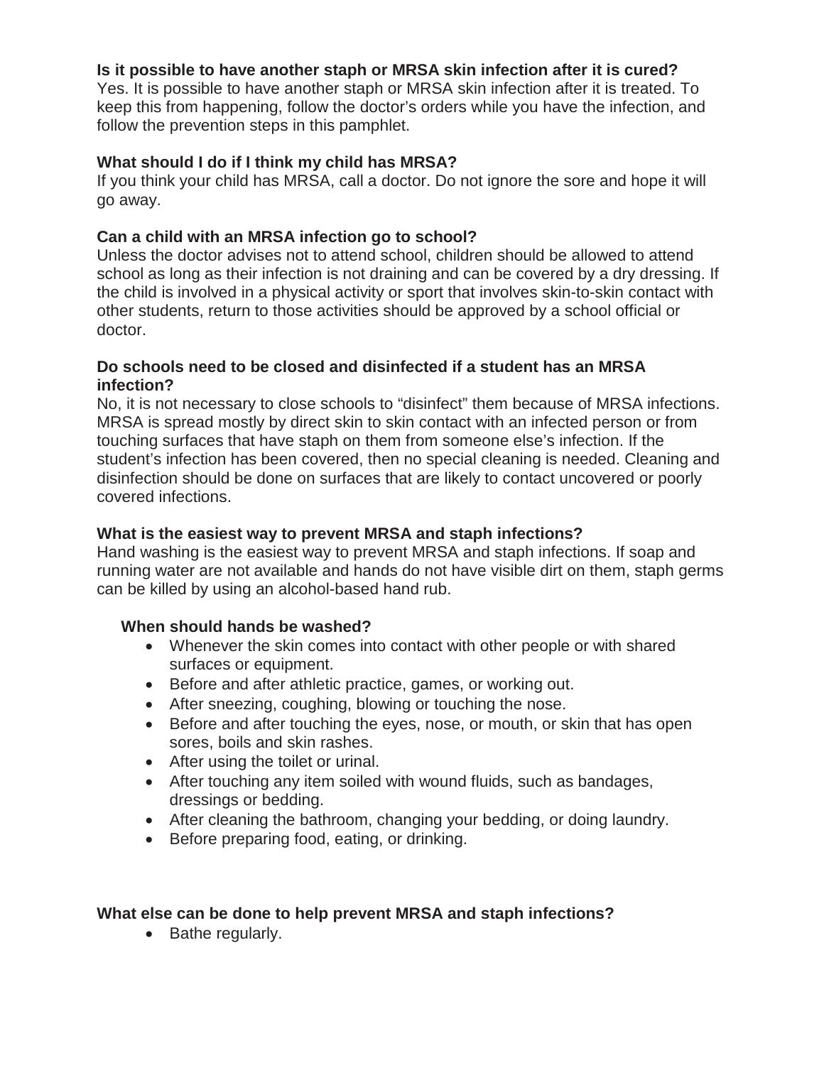**Is it possible to have another staph or MRSA skin infection after it is cured?**
Yes. It is possible to have another staph or MRSA skin infection after it is treated. To keep this from happening, follow the doctor's orders while you have the infection, and follow the prevention steps in this pamphlet.

**What should I do if I think my child has MRSA?**
If you think your child has MRSA, call a doctor. Do not ignore the sore and hope it will go away.

**Can a child with an MRSA infection go to school?**
Unless the doctor advises not to attend school, children should be allowed to attend school as long as their infection is not draining and can be covered by a dry dressing. If the child is involved in a physical activity or sport that involves skin-to-skin contact with other students, return to those activities should be approved by a school official or doctor.

**Do schools need to be closed and disinfected if a student has an MRSA infection?**
No, it is not necessary to close schools to "disinfect" them because of MRSA infections. MRSA is spread mostly by direct skin to skin contact with an infected person or from touching surfaces that have staph on them from someone else's infection. If the student's infection has been covered, then no special cleaning is needed. Cleaning and disinfection should be done on surfaces that are likely to contact uncovered or poorly covered infections.

**What is the easiest way to prevent MRSA and staph infections?**
Hand washing is the easiest way to prevent MRSA and staph infections. If soap and running water are not available and hands do not have visible dirt on them, staph germs can be killed by using an alcohol-based hand rub.

**When should hands be washed?**

- Whenever the skin comes into contact with other people or with shared surfaces or equipment.
- Before and after athletic practice, games, or working out.
- After sneezing, coughing, blowing or touching the nose.
- Before and after touching the eyes, nose, or mouth, or skin that has open sores, boils and skin rashes.
- After using the toilet or urinal.
- After touching any item soiled with wound fluids, such as bandages, dressings or bedding.
- After cleaning the bathroom, changing your bedding, or doing laundry.
- Before preparing food, eating, or drinking.

**What else can be done to help prevent MRSA and staph infections?**

- Bathe regularly.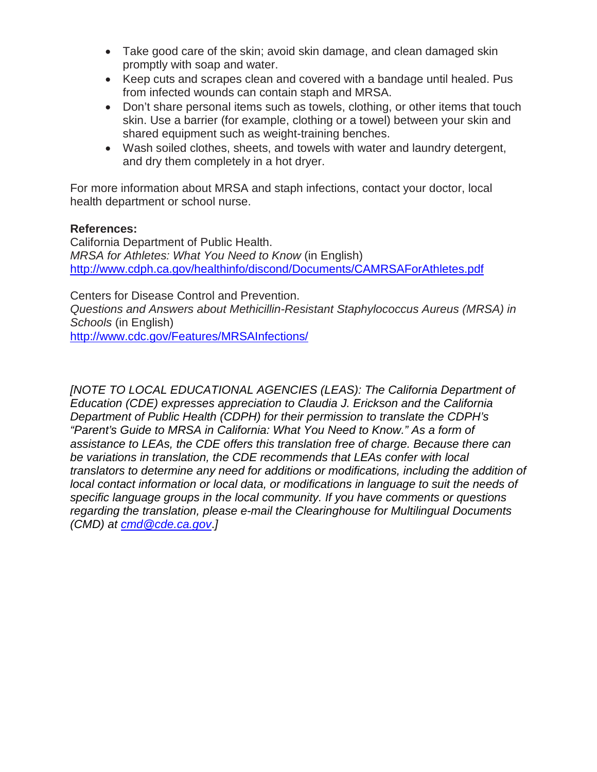- Take good care of the skin; avoid skin damage, and clean damaged skin promptly with soap and water.
- Keep cuts and scrapes clean and covered with a bandage until healed. Pus from infected wounds can contain staph and MRSA.
- Don't share personal items such as towels, clothing, or other items that touch skin. Use a barrier (for example, clothing or a towel) between your skin and shared equipment such as weight-training benches.
- Wash soiled clothes, sheets, and towels with water and laundry detergent, and dry them completely in a hot dryer.

For more information about MRSA and staph infections, contact your doctor, local health department or school nurse.

**References:**
California Department of Public Health.
*MRSA for Athletes: What You Need to Know* (in English)
http://www.cdph.ca.gov/healthinfo/discond/Documents/CAMRSAForAthletes.pdf

Centers for Disease Control and Prevention.
*Questions and Answers about Methicillin-Resistant Staphylococcus Aureus (MRSA) in Schools* (in English)
http://www.cdc.gov/Features/MRSAInfections/

*[NOTE TO LOCAL EDUCATIONAL AGENCIES (LEAS): The California Department of Education (CDE) expresses appreciation to Claudia J. Erickson and the California Department of Public Health (CDPH) for their permission to translate the CDPH's "Parent's Guide to MRSA in California: What You Need to Know." As a form of assistance to LEAs, the CDE offers this translation free of charge. Because there can be variations in translation, the CDE recommends that LEAs confer with local translators to determine any need for additions or modifications, including the addition of local contact information or local data, or modifications in language to suit the needs of specific language groups in the local community. If you have comments or questions regarding the translation, please e-mail the Clearinghouse for Multilingual Documents (CMD) at cmd@cde.ca.gov.]*